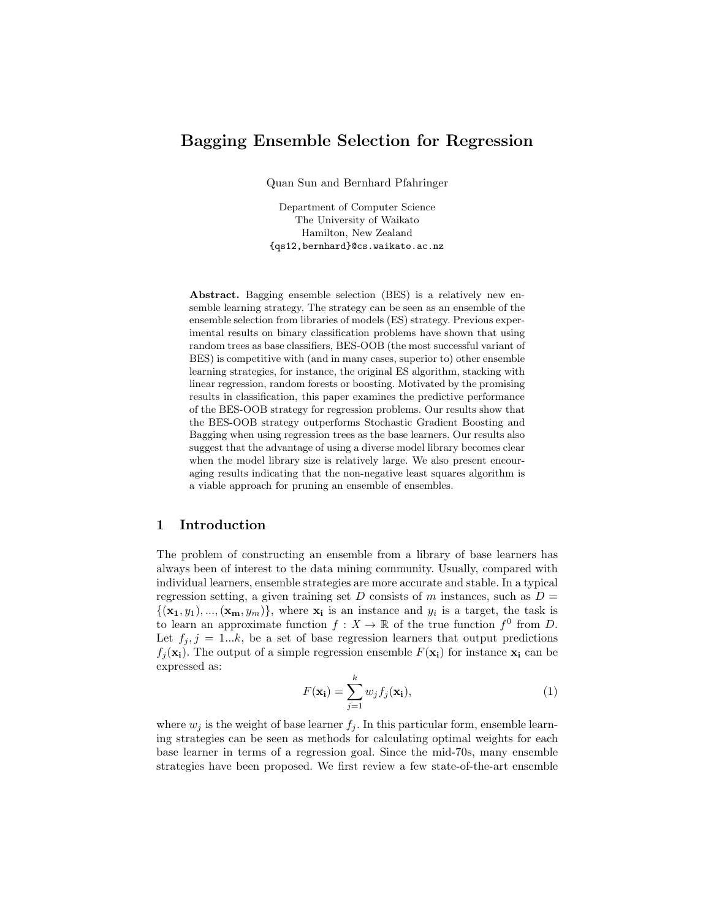# Bagging Ensemble Selection for Regression

Quan Sun and Bernhard Pfahringer

Department of Computer Science
The University of Waikato
Hamilton, New Zealand
{qs12,bernhard}@cs.waikato.ac.nz

**Abstract.** Bagging ensemble selection (BES) is a relatively new ensemble learning strategy. The strategy can be seen as an ensemble of the ensemble selection from libraries of models (ES) strategy. Previous experimental results on binary classification problems have shown that using random trees as base classifiers, BES-OOB (the most successful variant of BES) is competitive with (and in many cases, superior to) other ensemble learning strategies, for instance, the original ES algorithm, stacking with linear regression, random forests or boosting. Motivated by the promising results in classification, this paper examines the predictive performance of the BES-OOB strategy for regression problems. Our results show that the BES-OOB strategy outperforms Stochastic Gradient Boosting and Bagging when using regression trees as the base learners. Our results also suggest that the advantage of using a diverse model library becomes clear when the model library size is relatively large. We also present encouraging results indicating that the non-negative least squares algorithm is a viable approach for pruning an ensemble of ensembles.

## 1 Introduction

The problem of constructing an ensemble from a library of base learners has always been of interest to the data mining community. Usually, compared with individual learners, ensemble strategies are more accurate and stable. In a typical regression setting, a given training set $D$ consists of $m$ instances, such as $D = \{(\mathbf{x_1}, y_1), ..., (\mathbf{x_m}, y_m)\}$, where $\mathbf{x_i}$ is an instance and $y_i$ is a target, the task is to learn an approximate function $f : X \rightarrow \mathbb{R}$ of the true function $f^0$ from $D$. Let $f_j, j = 1...k$, be a set of base regression learners that output predictions $f_j(\mathbf{x_i})$. The output of a simple regression ensemble $F(\mathbf{x_i})$ for instance $\mathbf{x_i}$ can be expressed as:

$$F(\mathbf{x_i}) = \sum_{j=1}^{k} w_j f_j(\mathbf{x_i}), \tag{1}$$

where $w_j$ is the weight of base learner $f_j$. In this particular form, ensemble learning strategies can be seen as methods for calculating optimal weights for each base learner in terms of a regression goal. Since the mid-70s, many ensemble strategies have been proposed. We first review a few state-of-the-art ensemble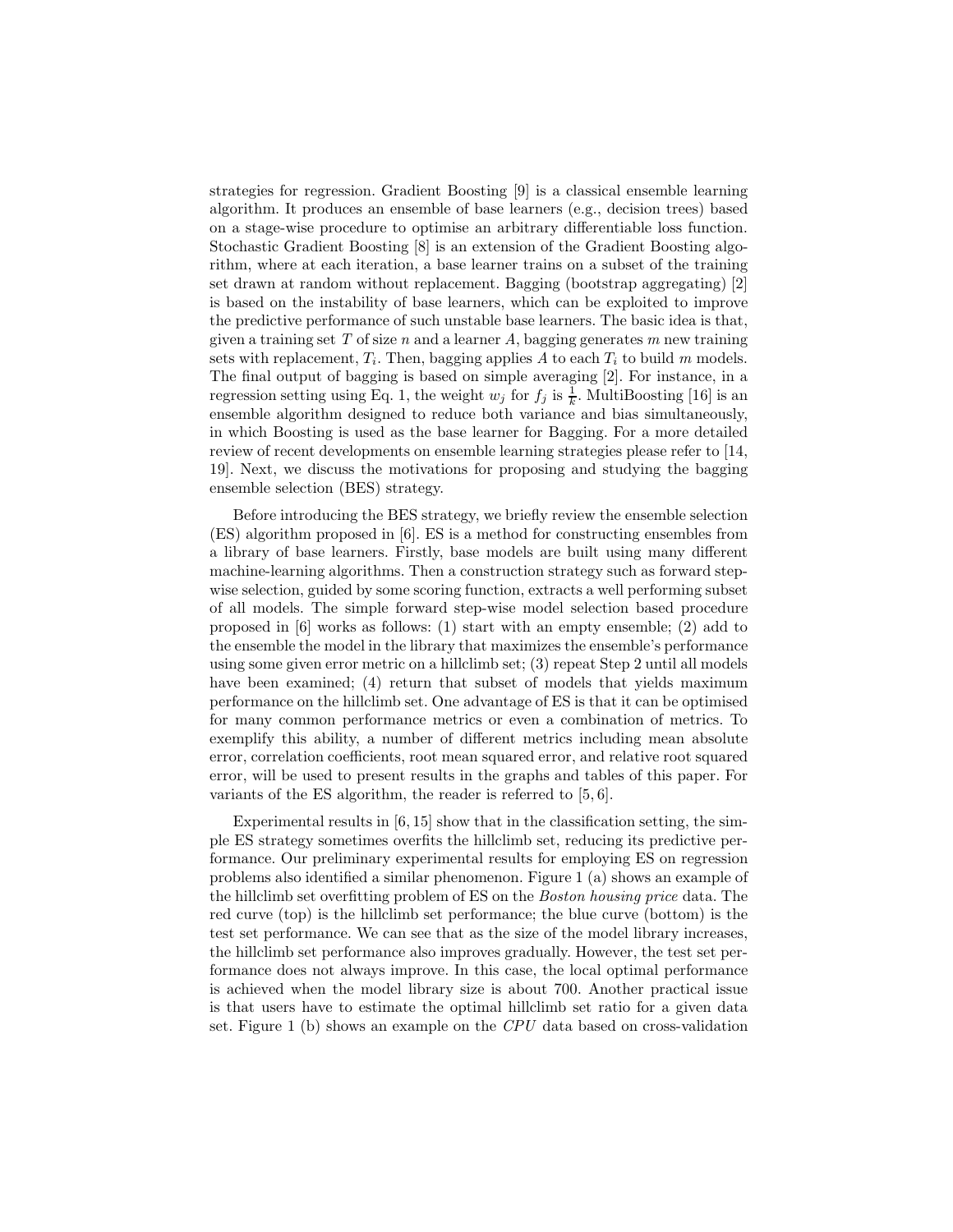strategies for regression. Gradient Boosting [9] is a classical ensemble learning algorithm. It produces an ensemble of base learners (e.g., decision trees) based on a stage-wise procedure to optimise an arbitrary differentiable loss function. Stochastic Gradient Boosting [8] is an extension of the Gradient Boosting algorithm, where at each iteration, a base learner trains on a subset of the training set drawn at random without replacement. Bagging (bootstrap aggregating) [2] is based on the instability of base learners, which can be exploited to improve the predictive performance of such unstable base learners. The basic idea is that, given a training set $T$ of size $n$ and a learner $A$, bagging generates $m$ new training sets with replacement, $T_i$. Then, bagging applies $A$ to each $T_i$ to build $m$ models. The final output of bagging is based on simple averaging [2]. For instance, in a regression setting using Eq. 1, the weight $w_j$ for $f_j$ is $\frac{1}{k}$. MultiBoosting [16] is an ensemble algorithm designed to reduce both variance and bias simultaneously, in which Boosting is used as the base learner for Bagging. For a more detailed review of recent developments on ensemble learning strategies please refer to [14, 19]. Next, we discuss the motivations for proposing and studying the bagging ensemble selection (BES) strategy.

Before introducing the BES strategy, we briefly review the ensemble selection (ES) algorithm proposed in [6]. ES is a method for constructing ensembles from a library of base learners. Firstly, base models are built using many different machine-learning algorithms. Then a construction strategy such as forward step-wise selection, guided by some scoring function, extracts a well performing subset of all models. The simple forward step-wise model selection based procedure proposed in [6] works as follows: (1) start with an empty ensemble; (2) add to the ensemble the model in the library that maximizes the ensemble's performance using some given error metric on a hillclimb set; (3) repeat Step 2 until all models have been examined; (4) return that subset of models that yields maximum performance on the hillclimb set. One advantage of ES is that it can be optimised for many common performance metrics or even a combination of metrics. To exemplify this ability, a number of different metrics including mean absolute error, correlation coefficients, root mean squared error, and relative root squared error, will be used to present results in the graphs and tables of this paper. For variants of the ES algorithm, the reader is referred to [5, 6].

Experimental results in [6, 15] show that in the classification setting, the simple ES strategy sometimes overfits the hillclimb set, reducing its predictive performance. Our preliminary experimental results for employing ES on regression problems also identified a similar phenomenon. Figure 1 (a) shows an example of the hillclimb set overfitting problem of ES on the *Boston housing price* data. The red curve (top) is the hillclimb set performance; the blue curve (bottom) is the test set performance. We can see that as the size of the model library increases, the hillclimb set performance also improves gradually. However, the test set performance does not always improve. In this case, the local optimal performance is achieved when the model library size is about 700. Another practical issue is that users have to estimate the optimal hillclimb set ratio for a given data set. Figure 1 (b) shows an example on the *CPU* data based on cross-validation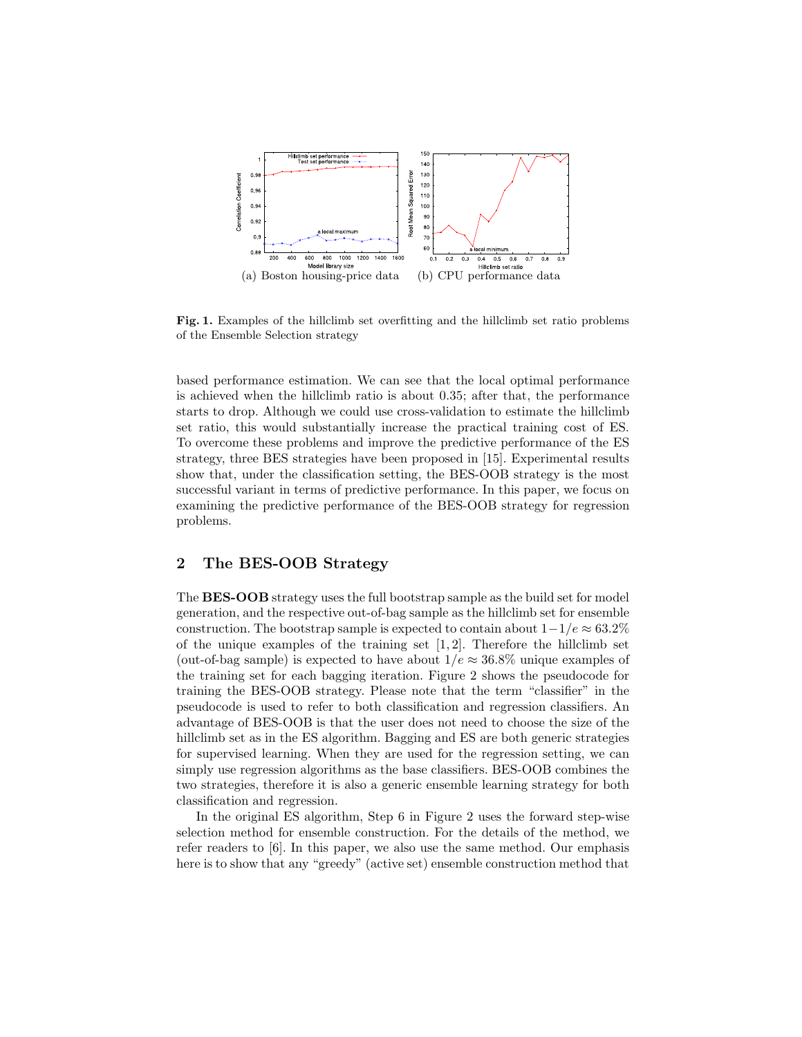(a) Boston housing-price data (b) CPU performance data

**Fig. 1.** Examples of the hillclimb set overfitting and the hillclimb set ratio problems of the Ensemble Selection strategy

based performance estimation. We can see that the local optimal performance is achieved when the hillclimb ratio is about 0.35; after that, the performance starts to drop. Although we could use cross-validation to estimate the hillclimb set ratio, this would substantially increase the practical training cost of ES. To overcome these problems and improve the predictive performance of the ES strategy, three BES strategies have been proposed in [15]. Experimental results show that, under the classification setting, the BES-OOB strategy is the most successful variant in terms of predictive performance. In this paper, we focus on examining the predictive performance of the BES-OOB strategy for regression problems.

## 2 The BES-OOB Strategy

The **BES-OOB** strategy uses the full bootstrap sample as the build set for model generation, and the respective out-of-bag sample as the hillclimb set for ensemble construction. The bootstrap sample is expected to contain about $1-1/e \approx 63.2\%$ of the unique examples of the training set [1, 2]. Therefore the hillclimb set (out-of-bag sample) is expected to have about $1/e \approx 36.8\%$ unique examples of the training set for each bagging iteration. Figure 2 shows the pseudocode for training the BES-OOB strategy. Please note that the term "classifier" in the pseudocode is used to refer to both classification and regression classifiers. An advantage of BES-OOB is that the user does not need to choose the size of the hillclimb set as in the ES algorithm. Bagging and ES are both generic strategies for supervised learning. When they are used for the regression setting, we can simply use regression algorithms as the base classifiers. BES-OOB combines the two strategies, therefore it is also a generic ensemble learning strategy for both classification and regression.

In the original ES algorithm, Step 6 in Figure 2 uses the forward step-wise selection method for ensemble construction. For the details of the method, we refer readers to [6]. In this paper, we also use the same method. Our emphasis here is to show that any "greedy" (active set) ensemble construction method that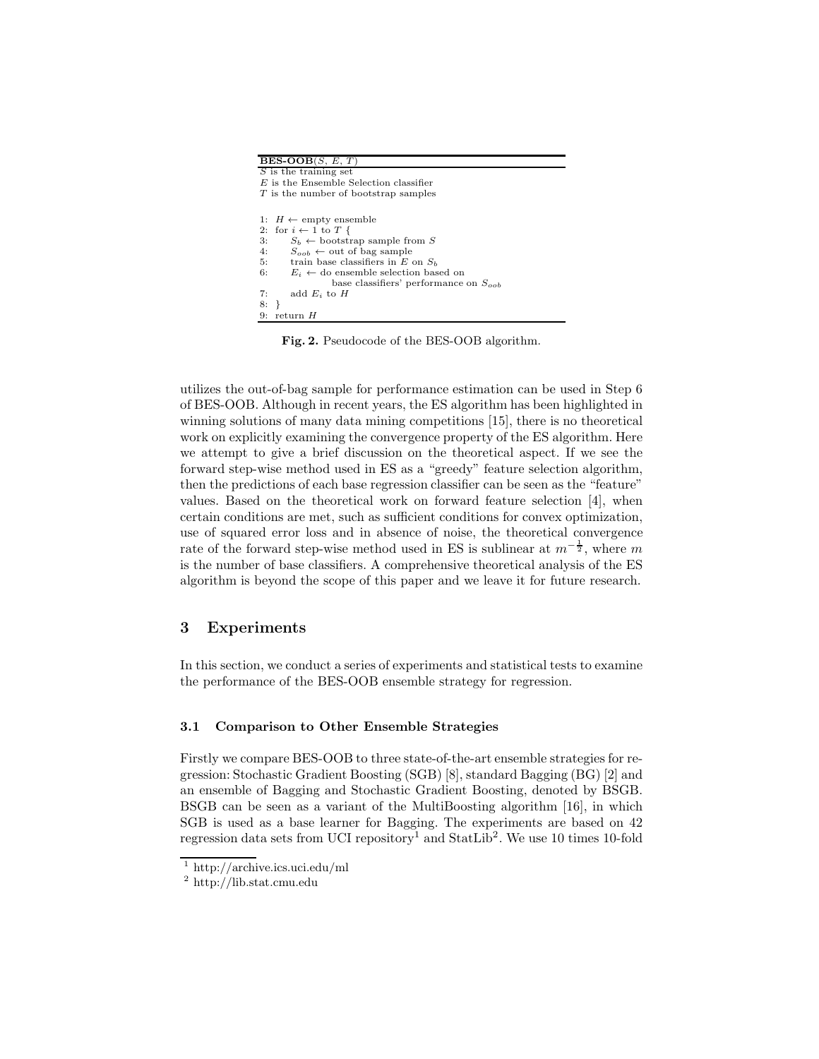```
BES-OOB(S, E, T)
S is the training set
E is the Ensemble Selection classifier
T is the number of bootstrap samples

1: H ← empty ensemble
2: for i ← 1 to T {
3:     S_b ← bootstrap sample from S
4:     S_oob ← out of bag sample
5:     train base classifiers in E on S_b
6:     E_i ← do ensemble selection based on
               base classifiers' performance on S_oob
7:     add E_i to H
8: }
9: return H
```

**Fig. 2.** Pseudocode of the BES-OOB algorithm.

utilizes the out-of-bag sample for performance estimation can be used in Step 6 of BES-OOB. Although in recent years, the ES algorithm has been highlighted in winning solutions of many data mining competitions [15], there is no theoretical work on explicitly examining the convergence property of the ES algorithm. Here we attempt to give a brief discussion on the theoretical aspect. If we see the forward step-wise method used in ES as a "greedy" feature selection algorithm, then the predictions of each base regression classifier can be seen as the "feature" values. Based on the theoretical work on forward feature selection [4], when certain conditions are met, such as sufficient conditions for convex optimization, use of squared error loss and in absence of noise, the theoretical convergence rate of the forward step-wise method used in ES is sublinear at $m^{-\frac{1}{2}}$, where $m$ is the number of base classifiers. A comprehensive theoretical analysis of the ES algorithm is beyond the scope of this paper and we leave it for future research.

## 3 Experiments

In this section, we conduct a series of experiments and statistical tests to examine the performance of the BES-OOB ensemble strategy for regression.

### 3.1 Comparison to Other Ensemble Strategies

Firstly we compare BES-OOB to three state-of-the-art ensemble strategies for regression: Stochastic Gradient Boosting (SGB) [8], standard Bagging (BG) [2] and an ensemble of Bagging and Stochastic Gradient Boosting, denoted by BSGB. BSGB can be seen as a variant of the MultiBoosting algorithm [16], in which SGB is used as a base learner for Bagging. The experiments are based on 42 regression data sets from UCI repository[1] and StatLib[2]. We use 10 times 10-fold

[1] http://archive.ics.uci.edu/ml

[2] http://lib.stat.cmu.edu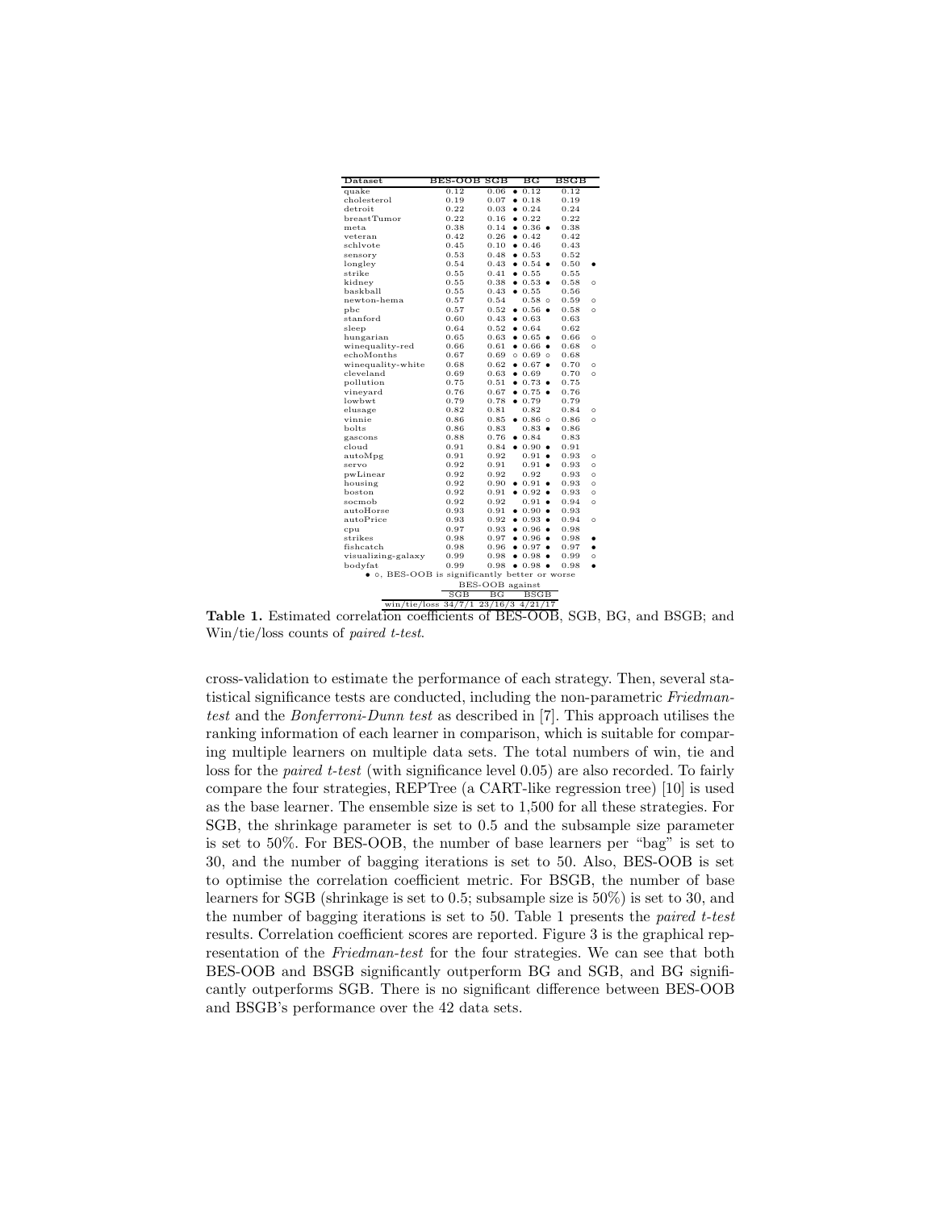| Dataset | BES-OOB | SGB | | BG | | BSGB | |
|---|---|---|---|---|---|---|---|
| quake | 0.12 | 0.06 | • | 0.12 | | 0.12 | |
| cholesterol | 0.19 | 0.07 | • | 0.18 | | 0.19 | |
| detroit | 0.22 | 0.03 | • | 0.24 | | 0.24 | |
| breastTumor | 0.22 | 0.16 | • | 0.22 | | 0.22 | |
| meta | 0.38 | 0.14 | • | 0.36 | • | 0.38 | |
| veteran | 0.42 | 0.26 | • | 0.42 | | 0.42 | |
| schlvote | 0.45 | 0.10 | • | 0.46 | | 0.43 | |
| sensory | 0.53 | 0.48 | • | 0.53 | | 0.52 | |
| longley | 0.54 | 0.43 | • | 0.54 | • | 0.50 | • |
| strike | 0.55 | 0.41 | • | 0.55 | | 0.55 | |
| kidney | 0.55 | 0.38 | • | 0.53 | • | 0.58 | ◦ |
| baskball | 0.55 | 0.43 | • | 0.55 | | 0.56 | |
| newton-hema | 0.57 | 0.54 | | 0.58 | ◦ | 0.59 | ◦ |
| pbc | 0.57 | 0.52 | • | 0.56 | • | 0.58 | ◦ |
| stanford | 0.60 | 0.43 | • | 0.63 | | 0.63 | |
| sleep | 0.64 | 0.52 | • | 0.64 | | 0.62 | |
| hungarian | 0.65 | 0.63 | • | 0.65 | • | 0.66 | ◦ |
| winequality-red | 0.66 | 0.61 | • | 0.66 | • | 0.68 | ◦ |
| echoMonths | 0.67 | 0.69 | ◦ | 0.69 | ◦ | 0.68 | |
| winequality-white | 0.68 | 0.62 | • | 0.67 | • | 0.70 | ◦ |
| cleveland | 0.69 | 0.63 | • | 0.69 | | 0.70 | ◦ |
| pollution | 0.75 | 0.51 | • | 0.73 | • | 0.75 | |
| vineyard | 0.76 | 0.67 | • | 0.75 | • | 0.76 | |
| lowbwt | 0.79 | 0.78 | • | 0.79 | | 0.79 | |
| elusage | 0.82 | 0.81 | | 0.82 | | 0.84 | ◦ |
| vinnie | 0.86 | 0.85 | • | 0.86 | ◦ | 0.86 | ◦ |
| bolts | 0.86 | 0.83 | | 0.83 | • | 0.86 | |
| gascons | 0.88 | 0.76 | • | 0.84 | | 0.83 | |
| cloud | 0.91 | 0.84 | • | 0.90 | • | 0.91 | |
| autoMpg | 0.91 | 0.92 | | 0.91 | • | 0.93 | ◦ |
| servo | 0.92 | 0.91 | | 0.91 | • | 0.93 | ◦ |
| pwLinear | 0.92 | 0.92 | | 0.92 | | 0.93 | ◦ |
| housing | 0.92 | 0.90 | • | 0.91 | • | 0.93 | ◦ |
| boston | 0.92 | 0.91 | • | 0.92 | • | 0.93 | ◦ |
| socmob | 0.92 | 0.92 | | 0.91 | • | 0.94 | ◦ |
| autoHorse | 0.93 | 0.91 | • | 0.90 | • | 0.93 | |
| autoPrice | 0.93 | 0.92 | • | 0.93 | • | 0.94 | ◦ |
| cpu | 0.97 | 0.93 | • | 0.96 | • | 0.98 | |
| strikes | 0.98 | 0.97 | • | 0.96 | • | 0.98 | • |
| fishcatch | 0.98 | 0.96 | • | 0.97 | • | 0.97 | • |
| visualizing-galaxy | 0.99 | 0.98 | • | 0.98 | • | 0.99 | ◦ |
| bodyfat | 0.99 | 0.98 | • | 0.98 | • | 0.98 | • |

•, ◦, BES-OOB is significantly better or worse

| BES-OOB against | SGB | BG | BSGB |
|---|---|---|---|
| win/tie/loss | 34/7/1 | 23/16/3 | 4/21/17 |

**Table 1.** Estimated correlation coefficients of BES-OOB, SGB, BG, and BSGB; and Win/tie/loss counts of *paired t-test*.

cross-validation to estimate the performance of each strategy. Then, several statistical significance tests are conducted, including the non-parametric *Friedman-test* and the *Bonferroni-Dunn test* as described in [7]. This approach utilises the ranking information of each learner in comparison, which is suitable for comparing multiple learners on multiple data sets. The total numbers of win, tie and loss for the *paired t-test* (with significance level 0.05) are also recorded. To fairly compare the four strategies, REPTree (a CART-like regression tree) [10] is used as the base learner. The ensemble size is set to 1,500 for all these strategies. For SGB, the shrinkage parameter is set to 0.5 and the subsample size parameter is set to 50%. For BES-OOB, the number of base learners per "bag" is set to 30, and the number of bagging iterations is set to 50. Also, BES-OOB is set to optimise the correlation coefficient metric. For BSGB, the number of base learners for SGB (shrinkage is set to 0.5; subsample size is 50%) is set to 30, and the number of bagging iterations is set to 50. Table 1 presents the *paired t-test* results. Correlation coefficient scores are reported. Figure 3 is the graphical representation of the *Friedman-test* for the four strategies. We can see that both BES-OOB and BSGB significantly outperform BG and SGB, and BG significantly outperforms SGB. There is no significant difference between BES-OOB and BSGB's performance over the 42 data sets.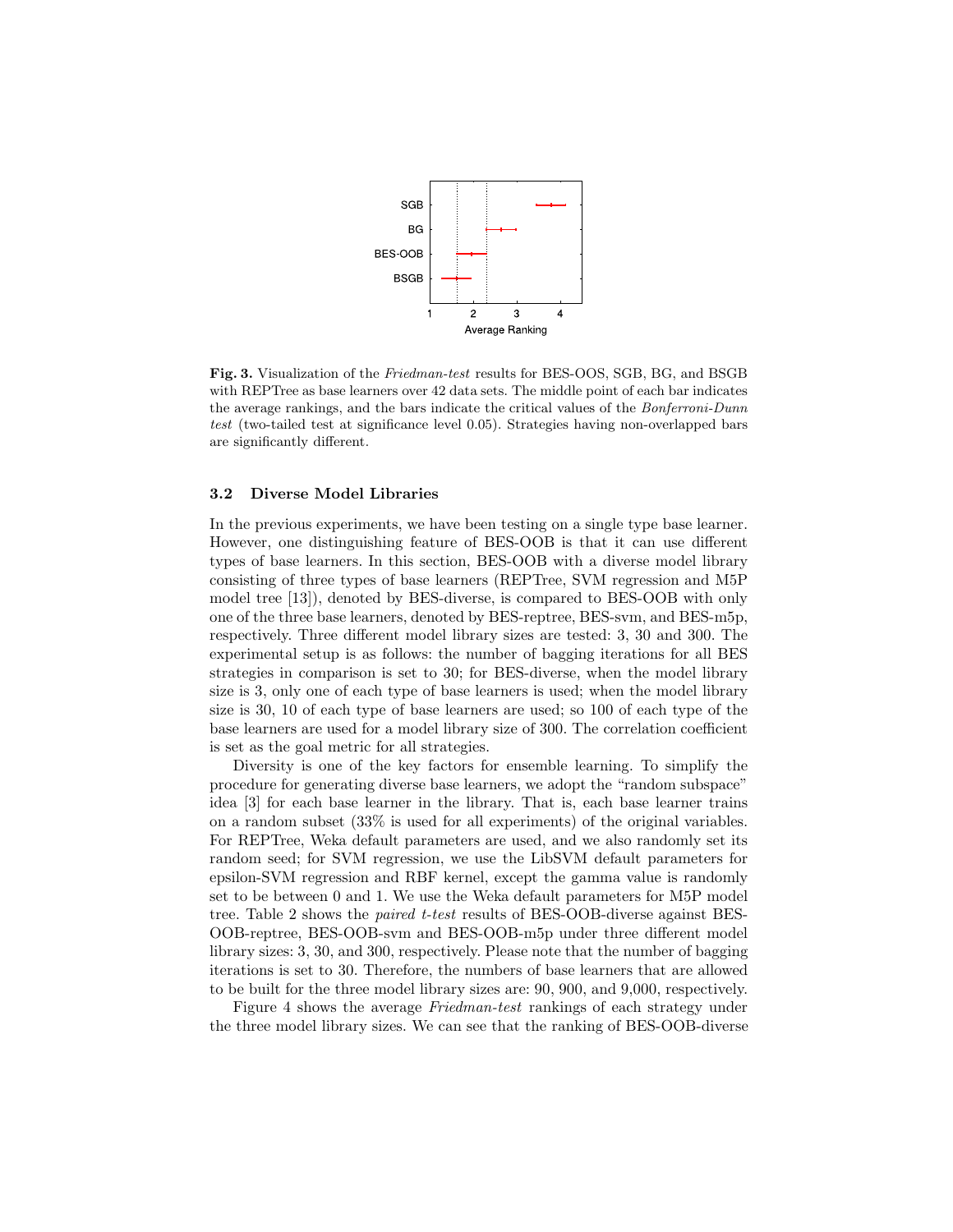**Fig. 3.** Visualization of the *Friedman-test* results for BES-OOS, SGB, BG, and BSGB with REPTree as base learners over 42 data sets. The middle point of each bar indicates the average rankings, and the bars indicate the critical values of the *Bonferroni-Dunn test* (two-tailed test at significance level 0.05). Strategies having non-overlapped bars are significantly different.

### 3.2 Diverse Model Libraries

In the previous experiments, we have been testing on a single type base learner. However, one distinguishing feature of BES-OOB is that it can use different types of base learners. In this section, BES-OOB with a diverse model library consisting of three types of base learners (REPTree, SVM regression and M5P model tree [13]), denoted by BES-diverse, is compared to BES-OOB with only one of the three base learners, denoted by BES-reptree, BES-svm, and BES-m5p, respectively. Three different model library sizes are tested: 3, 30 and 300. The experimental setup is as follows: the number of bagging iterations for all BES strategies in comparison is set to 30; for BES-diverse, when the model library size is 3, only one of each type of base learners is used; when the model library size is 30, 10 of each type of base learners are used; so 100 of each type of the base learners are used for a model library size of 300. The correlation coefficient is set as the goal metric for all strategies.

Diversity is one of the key factors for ensemble learning. To simplify the procedure for generating diverse base learners, we adopt the "random subspace" idea [3] for each base learner in the library. That is, each base learner trains on a random subset (33% is used for all experiments) of the original variables. For REPTree, Weka default parameters are used, and we also randomly set its random seed; for SVM regression, we use the LibSVM default parameters for epsilon-SVM regression and RBF kernel, except the gamma value is randomly set to be between 0 and 1. We use the Weka default parameters for M5P model tree. Table 2 shows the *paired t-test* results of BES-OOB-diverse against BES-OOB-reptree, BES-OOB-svm and BES-OOB-m5p under three different model library sizes: 3, 30, and 300, respectively. Please note that the number of bagging iterations is set to 30. Therefore, the numbers of base learners that are allowed to be built for the three model library sizes are: 90, 900, and 9,000, respectively.

Figure 4 shows the average *Friedman-test* rankings of each strategy under the three model library sizes. We can see that the ranking of BES-OOB-diverse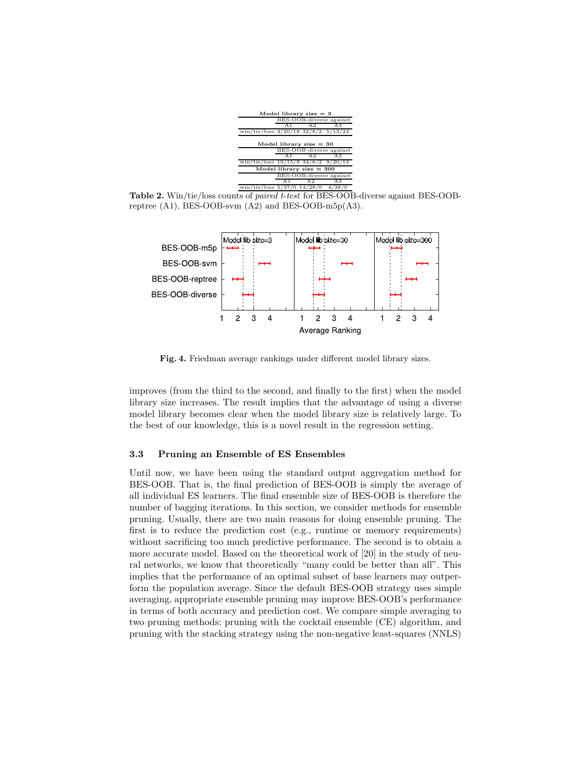| Model library size = 3 | | | |
|---|---|---|---|
| | BES-OOB-diverse against | | |
| | A1 | A2 | A3 |
| win/tie/loss | 4/20/18 | 32/8/2 | 5/13/24 |

| Model library size = 30 | | | |
|---|---|---|---|
| | BES-OOB-diverse against | | |
| | A1 | A2 | A3 |
| win/tie/loss | 19/15/8 | 34/6/2 | 9/20/13 |

| Model library size = 300 | | | |
|---|---|---|---|
| | BES-OOB-diverse against | | |
| | A1 | A2 | A3 |
| win/tie/loss | 5/37/0 | 14/28/0 | 4/38/0 |

**Table 2.** Win/tie/loss counts of *paired t-test* for BES-OOB-diverse against BES-OOB-reptree (A1), BES-OOB-svm (A2) and BES-OOB-m5p(A3).

**Fig. 4.** Friedman average rankings under different model library sizes.

improves (from the third to the second, and finally to the first) when the model library size increases. The result implies that the advantage of using a diverse model library becomes clear when the model library size is relatively large. To the best of our knowledge, this is a novel result in the regression setting.

### 3.3 Pruning an Ensemble of ES Ensembles

Until now, we have been using the standard output aggregation method for BES-OOB. That is, the final prediction of BES-OOB is simply the average of all individual ES learners. The final ensemble size of BES-OOB is therefore the number of bagging iterations. In this section, we consider methods for ensemble pruning. Usually, there are two main reasons for doing ensemble pruning. The first is to reduce the prediction cost (e.g., runtime or memory requirements) without sacrificing too much predictive performance. The second is to obtain a more accurate model. Based on the theoretical work of [20] in the study of neural networks, we know that theoretically "many could be better than all". This implies that the performance of an optimal subset of base learners may outperform the population average. Since the default BES-OOB strategy uses simple averaging, appropriate ensemble pruning may improve BES-OOB's performance in terms of both accuracy and prediction cost. We compare simple averaging to two pruning methods: pruning with the cocktail ensemble (CE) algorithm, and pruning with the stacking strategy using the non-negative least-squares (NNLS)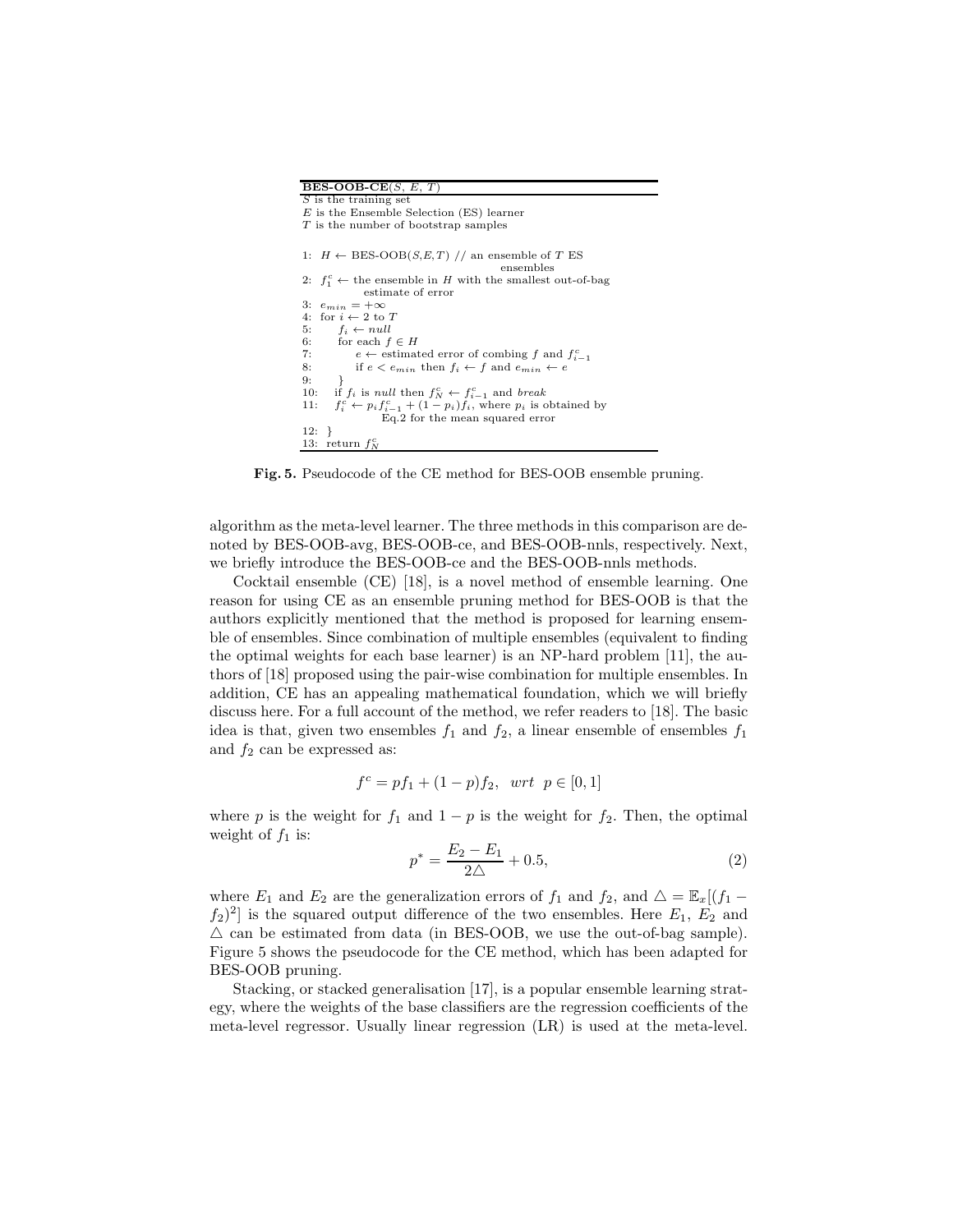```
BES-OOB-CE(S, E, T)
S is the training set
E is the Ensemble Selection (ES) learner
T is the number of bootstrap samples

1:  H ← BES-OOB(S,E,T) // an ensemble of T ES
                              ensembles
2:  f_1^c ← the ensemble in H with the smallest out-of-bag
        estimate of error
3:  e_min = +∞
4:  for i ← 2 to T
5:     f_i ← null
6:     for each f ∈ H
7:        e ← estimated error of combing f and f_{i-1}^c
8:        if e < e_min then f_i ← f and e_min ← e
9:     }
10:   if f_i is null then f_N^c ← f_{i-1}^c and break
11:   f_i^c ← p_i f_{i-1}^c + (1 − p_i) f_i, where p_i is obtained by
              Eq.2 for the mean squared error
12: }
13: return f_N^c
```

**Fig. 5.** Pseudocode of the CE method for BES-OOB ensemble pruning.

algorithm as the meta-level learner. The three methods in this comparison are denoted by BES-OOB-avg, BES-OOB-ce, and BES-OOB-nnls, respectively. Next, we briefly introduce the BES-OOB-ce and the BES-OOB-nnls methods.

Cocktail ensemble (CE) [18], is a novel method of ensemble learning. One reason for using CE as an ensemble pruning method for BES-OOB is that the authors explicitly mentioned that the method is proposed for learning ensemble of ensembles. Since combination of multiple ensembles (equivalent to finding the optimal weights for each base learner) is an NP-hard problem [11], the authors of [18] proposed using the pair-wise combination for multiple ensembles. In addition, CE has an appealing mathematical foundation, which we will briefly discuss here. For a full account of the method, we refer readers to [18]. The basic idea is that, given two ensembles $f_1$ and $f_2$, a linear ensemble of ensembles $f_1$ and $f_2$ can be expressed as:

$$f^c = pf_1 + (1-p)f_2, \;\; wrt \;\; p \in [0, 1]$$

where $p$ is the weight for $f_1$ and $1-p$ is the weight for $f_2$. Then, the optimal weight of $f_1$ is:

$$p^* = \frac{E_2 - E_1}{2\triangle} + 0.5, \tag{2}$$

where $E_1$ and $E_2$ are the generalization errors of $f_1$ and $f_2$, and $\triangle = \mathbb{E}_x[(f_1 - f_2)^2]$ is the squared output difference of the two ensembles. Here $E_1$, $E_2$ and $\triangle$ can be estimated from data (in BES-OOB, we use the out-of-bag sample). Figure 5 shows the pseudocode for the CE method, which has been adapted for BES-OOB pruning.

Stacking, or stacked generalisation [17], is a popular ensemble learning strategy, where the weights of the base classifiers are the regression coefficients of the meta-level regressor. Usually linear regression (LR) is used at the meta-level.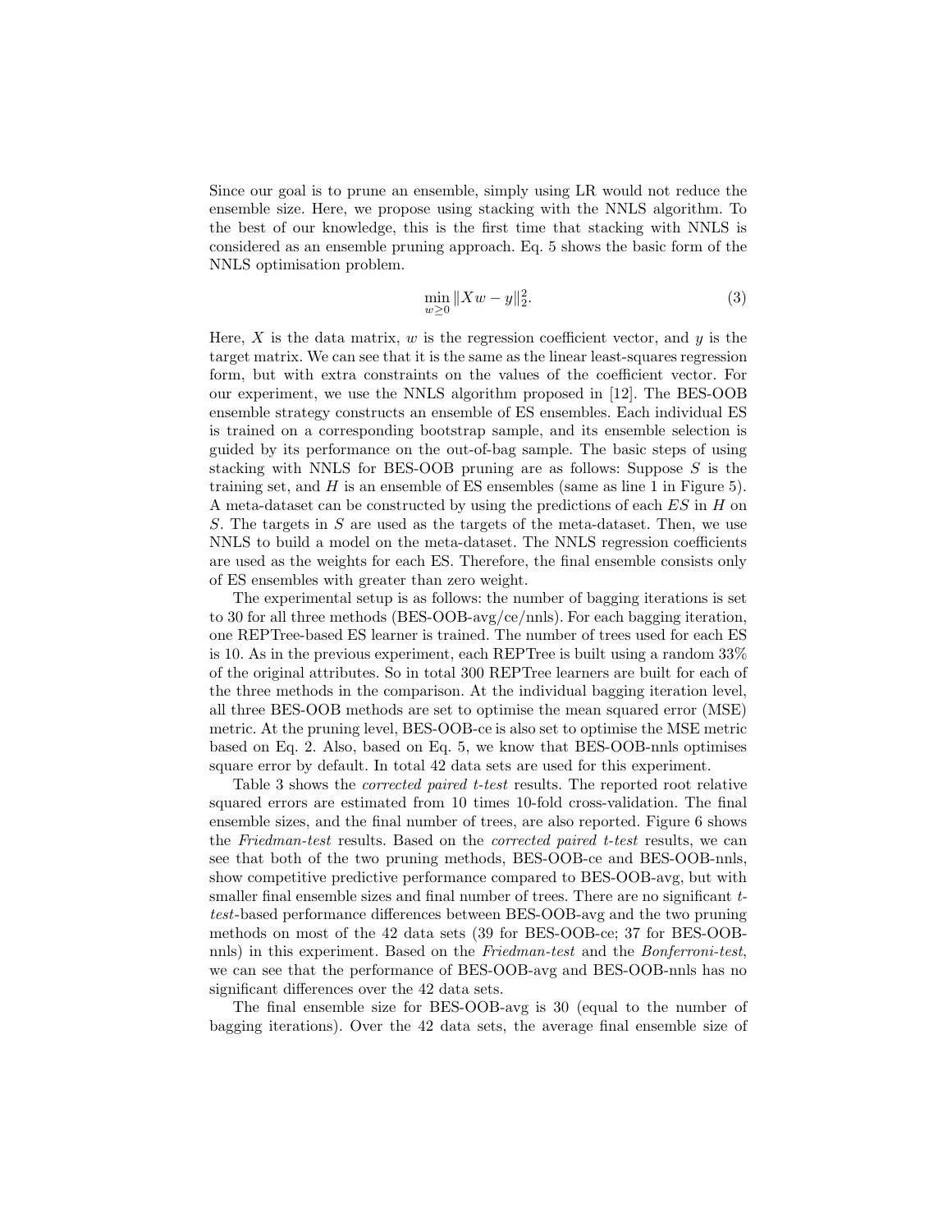Since our goal is to prune an ensemble, simply using LR would not reduce the ensemble size. Here, we propose using stacking with the NNLS algorithm. To the best of our knowledge, this is the first time that stacking with NNLS is considered as an ensemble pruning approach. Eq. 5 shows the basic form of the NNLS optimisation problem.

$$\min_{w \geq 0} \|Xw - y\|_2^2. \tag{3}$$

Here, $X$ is the data matrix, $w$ is the regression coefficient vector, and $y$ is the target matrix. We can see that it is the same as the linear least-squares regression form, but with extra constraints on the values of the coefficient vector. For our experiment, we use the NNLS algorithm proposed in [12]. The BES-OOB ensemble strategy constructs an ensemble of ES ensembles. Each individual ES is trained on a corresponding bootstrap sample, and its ensemble selection is guided by its performance on the out-of-bag sample. The basic steps of using stacking with NNLS for BES-OOB pruning are as follows: Suppose $S$ is the training set, and $H$ is an ensemble of ES ensembles (same as line 1 in Figure 5). A meta-dataset can be constructed by using the predictions of each $ES$ in $H$ on $S$. The targets in $S$ are used as the targets of the meta-dataset. Then, we use NNLS to build a model on the meta-dataset. The NNLS regression coefficients are used as the weights for each ES. Therefore, the final ensemble consists only of ES ensembles with greater than zero weight.

The experimental setup is as follows: the number of bagging iterations is set to 30 for all three methods (BES-OOB-avg/ce/nnls). For each bagging iteration, one REPTree-based ES learner is trained. The number of trees used for each ES is 10. As in the previous experiment, each REPTree is built using a random 33% of the original attributes. So in total 300 REPTree learners are built for each of the three methods in the comparison. At the individual bagging iteration level, all three BES-OOB methods are set to optimise the mean squared error (MSE) metric. At the pruning level, BES-OOB-ce is also set to optimise the MSE metric based on Eq. 2. Also, based on Eq. 5, we know that BES-OOB-nnls optimises square error by default. In total 42 data sets are used for this experiment.

Table 3 shows the *corrected paired t-test* results. The reported root relative squared errors are estimated from 10 times 10-fold cross-validation. The final ensemble sizes, and the final number of trees, are also reported. Figure 6 shows the *Friedman-test* results. Based on the *corrected paired t-test* results, we can see that both of the two pruning methods, BES-OOB-ce and BES-OOB-nnls, show competitive predictive performance compared to BES-OOB-avg, but with smaller final ensemble sizes and final number of trees. There are no significant *t-test*-based performance differences between BES-OOB-avg and the two pruning methods on most of the 42 data sets (39 for BES-OOB-ce; 37 for BES-OOB-nnls) in this experiment. Based on the *Friedman-test* and the *Bonferroni-test*, we can see that the performance of BES-OOB-avg and BES-OOB-nnls has no significant differences over the 42 data sets.

The final ensemble size for BES-OOB-avg is 30 (equal to the number of bagging iterations). Over the 42 data sets, the average final ensemble size of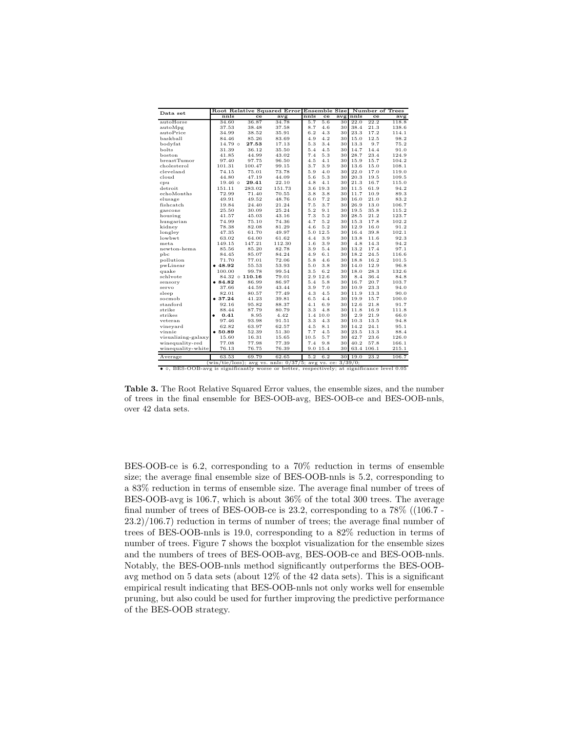| Data set | Root Relative Squared Error | | | Ensemble Size | | | Number of Trees | | |
|---|---|---|---|---|---|---|---|---|---|
| | nnls | ce | avg | nnls | ce | avg | nnls | ce | avg |
| autoHorse | 34.60 | 36.87 | 34.78 | 5.7 | 5.6 | 30 | 22.0 | 22.2 | 118.8 |
| autoMpg | 37.53 | 38.48 | 37.58 | 8.7 | 4.6 | 30 | 38.4 | 21.3 | 138.6 |
| autoPrice | 34.99 | 38.52 | 35.91 | 6.2 | 4.3 | 30 | 23.3 | 17.2 | 114.1 |
| baskball | 84.46 | 85.26 | 83.69 | 4.9 | 4.2 | 30 | 15.0 | 12.5 | 98.2 |
| bodyfat | 14.79 ∘ | **27.53** | 17.13 | 5.3 | 3.4 | 30 | 13.3 | 9.7 | 75.2 |
| bolts | 31.39 | 36.12 | 35.50 | 5.4 | 4.5 | 30 | 14.7 | 14.4 | 91.0 |
| boston | 41.85 | 44.99 | 43.02 | 7.4 | 5.3 | 30 | 28.7 | 23.4 | 124.9 |
| breastTumor | 97.40 | 97.75 | 96.50 | 4.5 | 4.1 | 30 | 15.9 | 15.7 | 104.2 |
| cholesterol | 101.31 | 100.47 | 99.15 | 3.7 | 3.9 | 30 | 13.6 | 15.0 | 108.1 |
| cleveland | 74.15 | 75.01 | 73.78 | 5.9 | 4.0 | 30 | 22.0 | 17.0 | 119.0 |
| cloud | 44.80 | 47.19 | 44.09 | 5.6 | 5.3 | 30 | 20.3 | 19.5 | 109.5 |
| cpu | 19.46 ∘ | **29.41** | 22.10 | 4.8 | 4.1 | 30 | 21.3 | 16.7 | 115.0 |
| detroit | 151.11 | 283.02 | 151.73 | 3.6 | 19.3 | 30 | 11.5 | 61.9 | 94.2 |
| echoMonths | 72.99 | 71.40 | 70.55 | 3.8 | 3.8 | 30 | 11.7 | 10.9 | 89.3 |
| elusage | 49.91 | 49.52 | 48.76 | 6.0 | 7.2 | 30 | 16.0 | 21.0 | 83.2 |
| fishcatch | 19.84 | 24.40 | 21.24 | 7.5 | 3.7 | 30 | 26.9 | 13.0 | 106.7 |
| gascons | 25.50 | 30.09 | 25.24 | 5.2 | 9.1 | 30 | 19.5 | 35.8 | 115.2 |
| housing | 41.57 | 45.03 | 43.16 | 7.3 | 5.2 | 30 | 28.5 | 21.2 | 123.7 |
| hungarian | 74.99 | 75.10 | 74.36 | 4.7 | 5.2 | 30 | 15.3 | 17.8 | 102.2 |
| kidney | 78.38 | 82.08 | 81.29 | 4.6 | 5.2 | 30 | 12.9 | 16.0 | 91.2 |
| longley | 47.35 | 61.70 | 49.97 | 5.0 | 12.5 | 30 | 16.4 | 39.8 | 102.1 |
| lowbwt | 63.02 | 64.00 | 61.62 | 4.4 | 3.9 | 30 | 13.8 | 11.6 | 92.3 |
| meta | 149.15 | 147.21 | 112.30 | 1.6 | 3.9 | 30 | 4.8 | 14.3 | 94.2 |
| newton-hema | 85.56 | 85.20 | 82.78 | 3.9 | 5.4 | 30 | 13.2 | 17.4 | 97.1 |
| pbc | 84.45 | 85.07 | 84.24 | 4.9 | 6.1 | 30 | 18.2 | 24.5 | 116.6 |
| pollution | 71.70 | 77.01 | 72.06 | 5.8 | 4.6 | 30 | 18.8 | 16.2 | 101.5 |
| pwLinear | • **48.92** | 55.53 | 53.93 | 5.0 | 3.8 | 30 | 14.0 | 12.9 | 96.8 |
| quake | 100.00 | 99.78 | 99.54 | 3.5 | 6.2 | 30 | 18.0 | 28.3 | 132.6 |
| schlvote | 84.32 ∘ | **110.16** | 79.01 | 2.9 | 12.6 | 30 | 8.4 | 36.4 | 84.8 |
| sensory | • **84.82** | 86.99 | 86.97 | 5.4 | 5.8 | 30 | 16.7 | 20.7 | 103.7 |
| servo | 37.66 | 44.59 | 43.44 | 3.9 | 7.0 | 30 | 10.9 | 23.3 | 94.0 |
| sleep | 82.01 | 80.57 | 77.49 | 4.3 | 4.5 | 30 | 11.9 | 13.3 | 90.0 |
| socmob | • **37.24** | 41.23 | 39.81 | 6.5 | 4.4 | 30 | 19.9 | 15.7 | 100.0 |
| stanford | 92.16 | 95.82 | 88.37 | 4.1 | 6.9 | 30 | 12.6 | 21.8 | 91.7 |
| strike | 88.44 | 87.79 | 80.79 | 3.3 | 4.8 | 30 | 11.8 | 16.9 | 111.8 |
| strikes | • **0.41** | 8.95 | 4.42 | 1.4 | 10.0 | 30 | 2.9 | 21.9 | 66.0 |
| veteran | 97.46 | 93.98 | 91.51 | 3.3 | 4.3 | 30 | 10.3 | 13.5 | 94.8 |
| vineyard | 62.82 | 63.97 | 62.57 | 4.5 | 8.1 | 30 | 14.2 | 24.1 | 95.1 |
| vinnie | • **50.89** | 52.39 | 51.30 | 7.7 | 4.5 | 30 | 23.5 | 13.3 | 88.4 |
| visualizing-galaxy | 15.60 | 16.31 | 15.65 | 10.5 | 5.7 | 30 | 42.7 | 23.6 | 126.0 |
| winequality-red | 77.08 | 77.98 | 77.39 | 7.4 | 9.8 | 30 | 40.2 | 57.8 | 166.1 |
| winequality-white | 76.13 | 76.75 | 76.39 | 9.0 | 15.4 | 30 | 63.4 | 106.1 | 215.1 |
| Average | 63.53 | 69.79 | 62.65 | 5.2 | 6.2 | 30 | 19.0 | 23.2 | 106.7 |

(win/tie/loss); avg vs. nnls: 0/37/5; avg vs. ce: 3/39/0;

•, ∘, BES-OOB-avg is significantly worse or better, respectively; at significance level 0.05

**Table 3.** The Root Relative Squared Error values, the ensemble sizes, and the number of trees in the final ensemble for BES-OOB-avg, BES-OOB-ce and BES-OOB-nnls, over 42 data sets.

BES-OOB-ce is 6.2, corresponding to a 70% reduction in terms of ensemble size; the average final ensemble size of BES-OOB-nnls is 5.2, corresponding to a 83% reduction in terms of ensemble size. The average final number of trees of BES-OOB-avg is 106.7, which is about 36% of the total 300 trees. The average final number of trees of BES-OOB-ce is 23.2, corresponding to a 78% ((106.7 - 23.2)/106.7) reduction in terms of number of trees; the average final number of trees of BES-OOB-nnls is 19.0, corresponding to a 82% reduction in terms of number of trees. Figure 7 shows the boxplot visualization for the ensemble sizes and the numbers of trees of BES-OOB-avg, BES-OOB-ce and BES-OOB-nnls. Notably, the BES-OOB-nnls method significantly outperforms the BES-OOB-avg method on 5 data sets (about 12% of the 42 data sets). This is a significant empirical result indicating that BES-OOB-nnls not only works well for ensemble pruning, but also could be used for further improving the predictive performance of the BES-OOB strategy.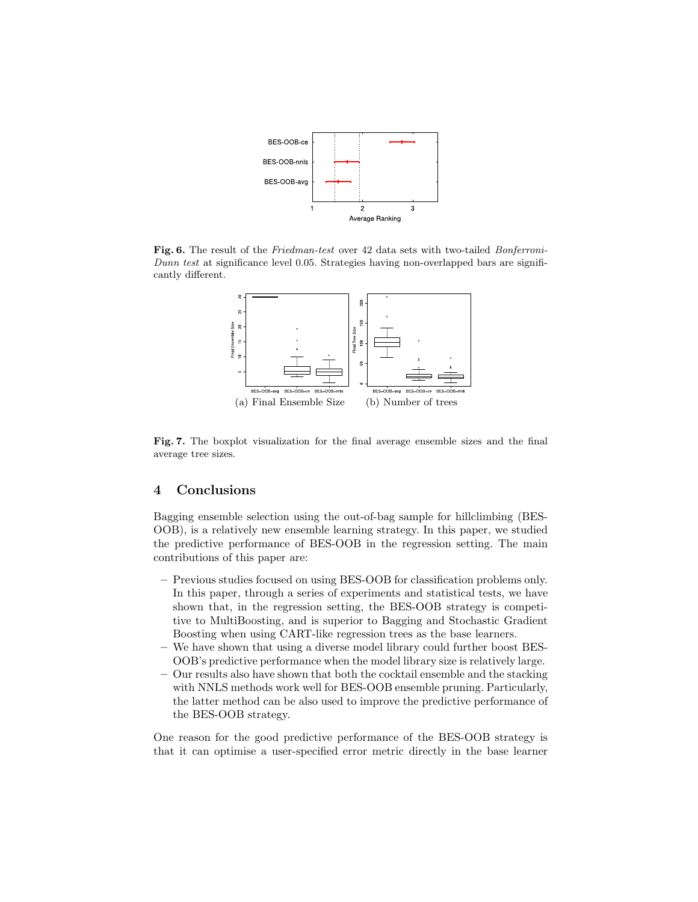**Fig. 6.** The result of the *Friedman-test* over 42 data sets with two-tailed *Bonferroni-Dunn test* at significance level 0.05. Strategies having non-overlapped bars are significantly different.

(a) Final Ensemble Size (b) Number of trees

**Fig. 7.** The boxplot visualization for the final average ensemble sizes and the final average tree sizes.

## 4 Conclusions

Bagging ensemble selection using the out-of-bag sample for hillclimbing (BES-OOB), is a relatively new ensemble learning strategy. In this paper, we studied the predictive performance of BES-OOB in the regression setting. The main contributions of this paper are:

- Previous studies focused on using BES-OOB for classification problems only. In this paper, through a series of experiments and statistical tests, we have shown that, in the regression setting, the BES-OOB strategy is competitive to MultiBoosting, and is superior to Bagging and Stochastic Gradient Boosting when using CART-like regression trees as the base learners.
- We have shown that using a diverse model library could further boost BES-OOB's predictive performance when the model library size is relatively large.
- Our results also have shown that both the cocktail ensemble and the stacking with NNLS methods work well for BES-OOB ensemble pruning. Particularly, the latter method can be also used to improve the predictive performance of the BES-OOB strategy.

One reason for the good predictive performance of the BES-OOB strategy is that it can optimise a user-specified error metric directly in the base learner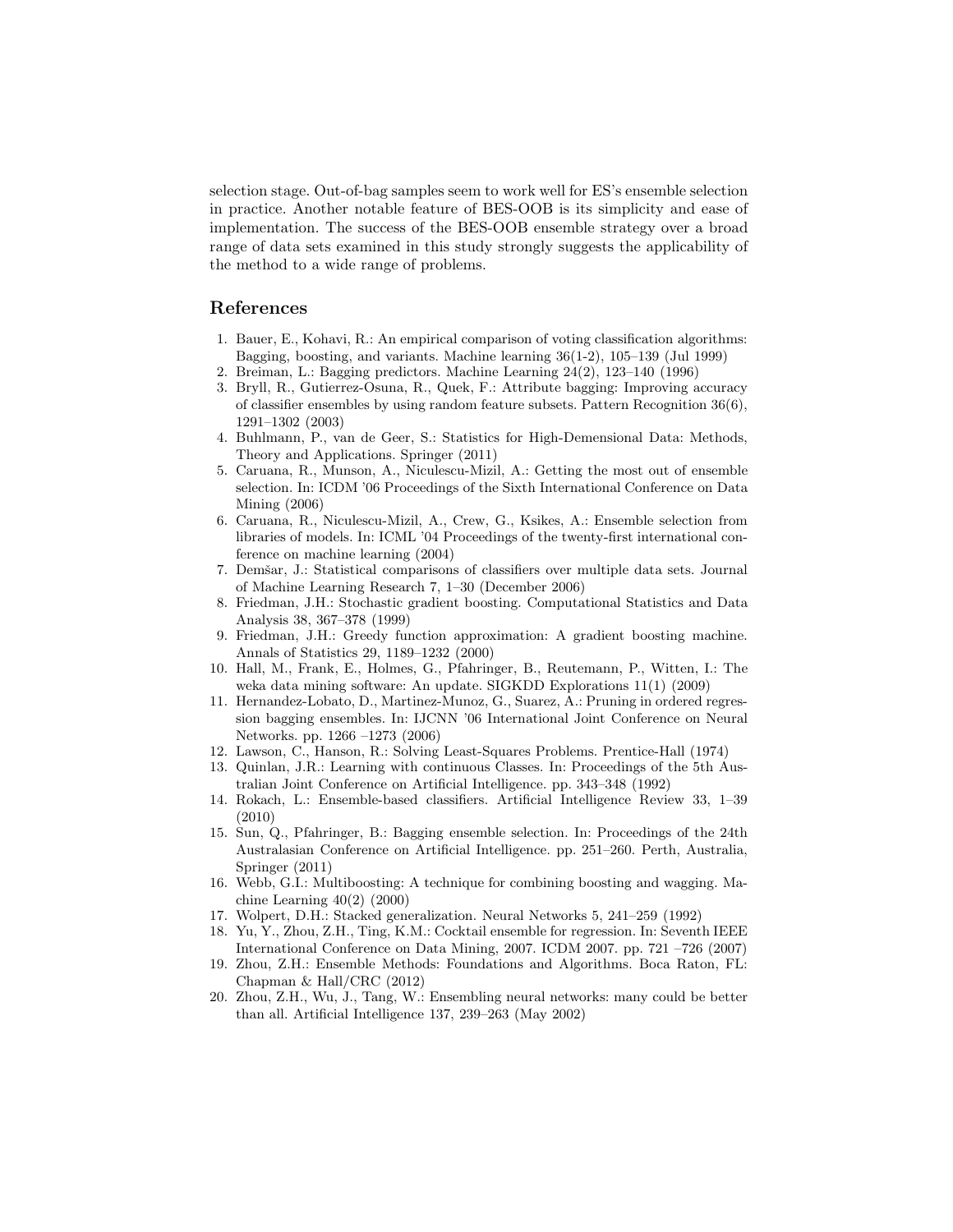selection stage. Out-of-bag samples seem to work well for ES's ensemble selection in practice. Another notable feature of BES-OOB is its simplicity and ease of implementation. The success of the BES-OOB ensemble strategy over a broad range of data sets examined in this study strongly suggests the applicability of the method to a wide range of problems.

## References

1. Bauer, E., Kohavi, R.: An empirical comparison of voting classification algorithms: Bagging, boosting, and variants. Machine learning 36(1-2), 105–139 (Jul 1999)
2. Breiman, L.: Bagging predictors. Machine Learning 24(2), 123–140 (1996)
3. Bryll, R., Gutierrez-Osuna, R., Quek, F.: Attribute bagging: Improving accuracy of classifier ensembles by using random feature subsets. Pattern Recognition 36(6), 1291–1302 (2003)
4. Buhlmann, P., van de Geer, S.: Statistics for High-Demensional Data: Methods, Theory and Applications. Springer (2011)
5. Caruana, R., Munson, A., Niculescu-Mizil, A.: Getting the most out of ensemble selection. In: ICDM '06 Proceedings of the Sixth International Conference on Data Mining (2006)
6. Caruana, R., Niculescu-Mizil, A., Crew, G., Ksikes, A.: Ensemble selection from libraries of models. In: ICML '04 Proceedings of the twenty-first international conference on machine learning (2004)
7. Demšar, J.: Statistical comparisons of classifiers over multiple data sets. Journal of Machine Learning Research 7, 1–30 (December 2006)
8. Friedman, J.H.: Stochastic gradient boosting. Computational Statistics and Data Analysis 38, 367–378 (1999)
9. Friedman, J.H.: Greedy function approximation: A gradient boosting machine. Annals of Statistics 29, 1189–1232 (2000)
10. Hall, M., Frank, E., Holmes, G., Pfahringer, B., Reutemann, P., Witten, I.: The weka data mining software: An update. SIGKDD Explorations 11(1) (2009)
11. Hernandez-Lobato, D., Martinez-Munoz, G., Suarez, A.: Pruning in ordered regression bagging ensembles. In: IJCNN '06 International Joint Conference on Neural Networks. pp. 1266 –1273 (2006)
12. Lawson, C., Hanson, R.: Solving Least-Squares Problems. Prentice-Hall (1974)
13. Quinlan, J.R.: Learning with continuous Classes. In: Proceedings of the 5th Australian Joint Conference on Artificial Intelligence. pp. 343–348 (1992)
14. Rokach, L.: Ensemble-based classifiers. Artificial Intelligence Review 33, 1–39 (2010)
15. Sun, Q., Pfahringer, B.: Bagging ensemble selection. In: Proceedings of the 24th Australasian Conference on Artificial Intelligence. pp. 251–260. Perth, Australia, Springer (2011)
16. Webb, G.I.: Multiboosting: A technique for combining boosting and wagging. Machine Learning 40(2) (2000)
17. Wolpert, D.H.: Stacked generalization. Neural Networks 5, 241–259 (1992)
18. Yu, Y., Zhou, Z.H., Ting, K.M.: Cocktail ensemble for regression. In: Seventh IEEE International Conference on Data Mining, 2007. ICDM 2007. pp. 721 –726 (2007)
19. Zhou, Z.H.: Ensemble Methods: Foundations and Algorithms. Boca Raton, FL: Chapman & Hall/CRC (2012)
20. Zhou, Z.H., Wu, J., Tang, W.: Ensembling neural networks: many could be better than all. Artificial Intelligence 137, 239–263 (May 2002)